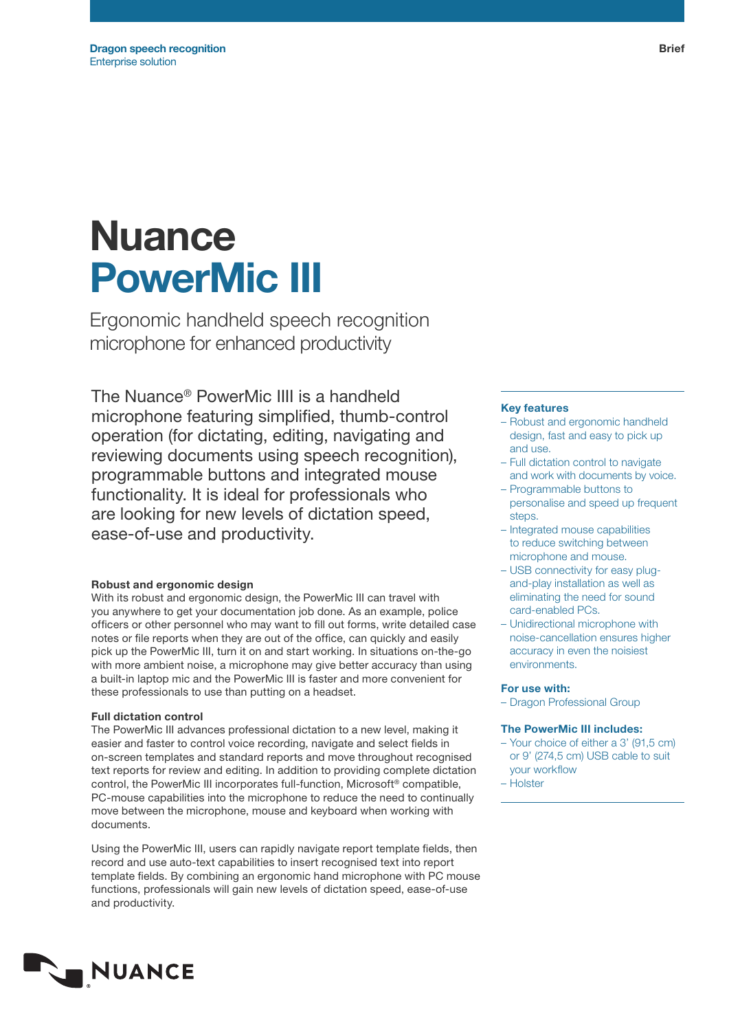Dragon speech recognition
Enterprise solution

Brief

# Nuance PowerMic III

Ergonomic handheld speech recognition microphone for enhanced productivity

The Nuance® PowerMic IIII is a handheld microphone featuring simplified, thumb-control operation (for dictating, editing, navigating and reviewing documents using speech recognition), programmable buttons and integrated mouse functionality. It is ideal for professionals who are looking for new levels of dictation speed, ease-of-use and productivity.

### Robust and ergonomic design

With its robust and ergonomic design, the PowerMic III can travel with you anywhere to get your documentation job done. As an example, police officers or other personnel who may want to fill out forms, write detailed case notes or file reports when they are out of the office, can quickly and easily pick up the PowerMic III, turn it on and start working. In situations on-the-go with more ambient noise, a microphone may give better accuracy than using a built-in laptop mic and the PowerMic III is faster and more convenient for these professionals to use than putting on a headset.

### Full dictation control

The PowerMic III advances professional dictation to a new level, making it easier and faster to control voice recording, navigate and select fields in on-screen templates and standard reports and move throughout recognised text reports for review and editing. In addition to providing complete dictation control, the PowerMic III incorporates full-function, Microsoft® compatible, PC-mouse capabilities into the microphone to reduce the need to continually move between the microphone, mouse and keyboard when working with documents.

Using the PowerMic III, users can rapidly navigate report template fields, then record and use auto-text capabilities to insert recognised text into report template fields. By combining an ergonomic hand microphone with PC mouse functions, professionals will gain new levels of dictation speed, ease-of-use and productivity.

### Key features

- Robust and ergonomic handheld design, fast and easy to pick up and use.
- Full dictation control to navigate and work with documents by voice.
- Programmable buttons to personalise and speed up frequent steps.
- Integrated mouse capabilities to reduce switching between microphone and mouse.
- USB connectivity for easy plug-and-play installation as well as eliminating the need for sound card-enabled PCs.
- Unidirectional microphone with noise-cancellation ensures higher accuracy in even the noisiest environments.

### For use with:

- Dragon Professional Group

### The PowerMic III includes:

- Your choice of either a 3' (91,5 cm) or 9' (274,5 cm) USB cable to suit your workflow
- Holster

NUANCE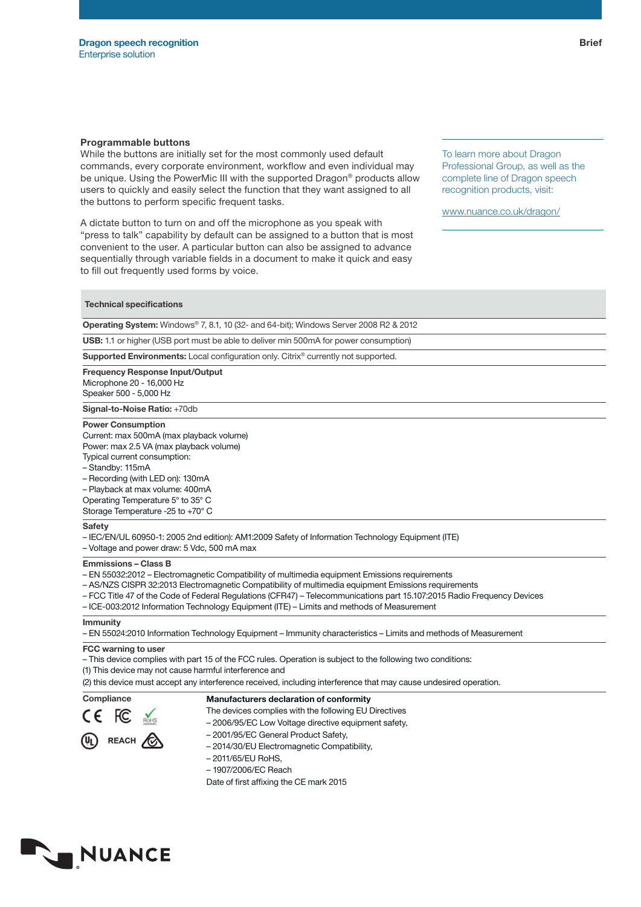## Programmable buttons

While the buttons are initially set for the most commonly used default commands, every corporate environment, workflow and even individual may be unique. Using the PowerMic III with the supported Dragon® products allow users to quickly and easily select the function that they want assigned to all the buttons to perform specific frequent tasks.

A dictate button to turn on and off the microphone as you speak with "press to talk" capability by default can be assigned to a button that is most convenient to the user. A particular button can also be assigned to advance sequentially through variable fields in a document to make it quick and easy to fill out frequently used forms by voice.

To learn more about Dragon Professional Group, as well as the complete line of Dragon speech recognition products, visit:

www.nuance.co.uk/dragon/

## Technical specifications

**Operating System:** Windows® 7, 8.1, 10 (32- and 64-bit); Windows Server 2008 R2 & 2012

**USB:** 1.1 or higher (USB port must be able to deliver min 500mA for power consumption)

**Supported Environments:** Local configuration only. Citrix® currently not supported.

**Frequency Response Input/Output**
Microphone 20 - 16,000 Hz
Speaker 500 - 5,000 Hz

**Signal-to-Noise Ratio:** +70db

**Power Consumption**
Current: max 500mA (max playback volume)
Power: max 2.5 VA (max playback volume)
Typical current consumption:
– Standby: 115mA
– Recording (with LED on): 130mA
– Playback at max volume: 400mA
Operating Temperature 5° to 35° C
Storage Temperature -25 to +70° C

**Safety**
– IEC/EN/UL 60950-1: 2005 2nd edition): AM1:2009 Safety of Information Technology Equipment (ITE)
– Voltage and power draw: 5 Vdc, 500 mA max

**Emmissions – Class B**
– EN 55032:2012 – Electromagnetic Compatibility of multimedia equipment Emissions requirements
– AS/NZS CISPR 32:2013 Electromagnetic Compatibility of multimedia equipment Emissions requirements
– FCC Title 47 of the Code of Federal Regulations (CFR47) – Telecommunications part 15.107:2015 Radio Frequency Devices
– ICE-003:2012 Information Technology Equipment (ITE) – Limits and methods of Measurement

**Immunity**
– EN 55024:2010 Information Technology Equipment – Immunity characteristics – Limits and methods of Measurement

**FCC warning to user**
– This device complies with part 15 of the FCC rules. Operation is subject to the following two conditions:
(1) This device may not cause harmful interference and
(2) this device must accept any interference received, including interference that may cause undesired operation.

**Compliance**

CE FC RoHS
UL REACH

**Manufacturers declaration of conformity**
The devices complies with the following EU Directives
– 2006/95/EC Low Voltage directive equipment safety,
– 2001/95/EC General Product Safety,
– 2014/30/EU Electromagnetic Compatibility,
– 2011/65/EU RoHS,
– 1907/2006/EC Reach
Date of first affixing the CE mark 2015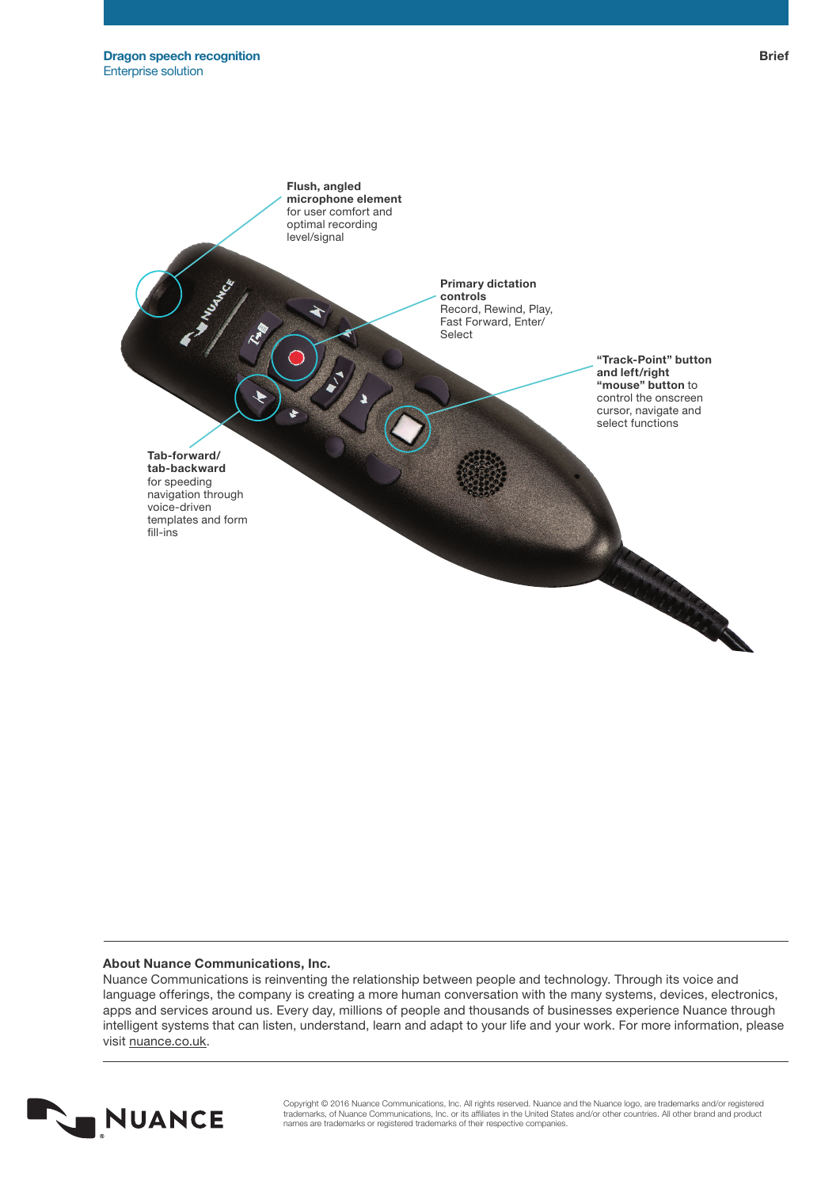**Flush, angled microphone element** for user comfort and optimal recording level/signal

**Primary dictation controls** Record, Rewind, Play, Fast Forward, Enter/Select

**"Track-Point" button and left/right "mouse" button** to control the onscreen cursor, navigate and select functions

**Tab-forward/tab-backward** for speeding navigation through voice-driven templates and form fill-ins

### About Nuance Communications, Inc.

Nuance Communications is reinventing the relationship between people and technology. Through its voice and language offerings, the company is creating a more human conversation with the many systems, devices, electronics, apps and services around us. Every day, millions of people and thousands of businesses experience Nuance through intelligent systems that can listen, understand, learn and adapt to your life and your work. For more information, please visit nuance.co.uk.

Copyright © 2016 Nuance Communications, Inc. All rights reserved. Nuance and the Nuance logo, are trademarks and/or registered trademarks, of Nuance Communications, Inc. or its affiliates in the United States and/or other countries. All other brand and product names are trademarks or registered trademarks of their respective companies.